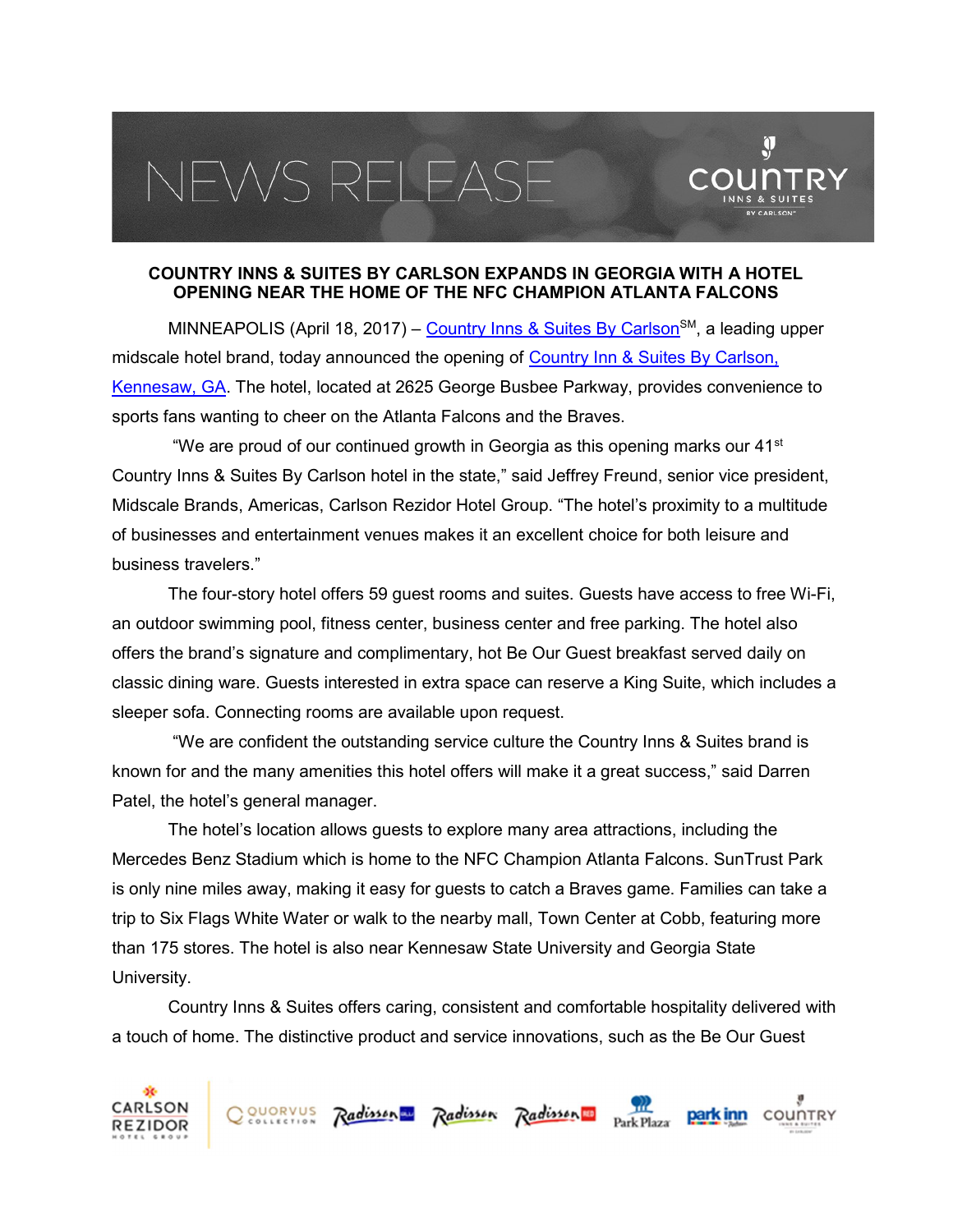NEWS RELEASE

**COUNTRY INNS & SUITES BY CARLSON EXPANDS IN GEORGIA WITH A HOTEL OPENING NEAR THE HOME OF THE NFC CHAMPION ATLANTA FALCONS**

MINNEAPOLIS (April 18, 2017) – Country Inns & Suites By Carlson[SM], a leading upper midscale hotel brand, today announced the opening of Country Inn & Suites By Carlson, Kennesaw, GA. The hotel, located at 2625 George Busbee Parkway, provides convenience to sports fans wanting to cheer on the Atlanta Falcons and the Braves.

"We are proud of our continued growth in Georgia as this opening marks our 41st Country Inns & Suites By Carlson hotel in the state," said Jeffrey Freund, senior vice president, Midscale Brands, Americas, Carlson Rezidor Hotel Group. "The hotel's proximity to a multitude of businesses and entertainment venues makes it an excellent choice for both leisure and business travelers."

The four-story hotel offers 59 guest rooms and suites. Guests have access to free Wi-Fi, an outdoor swimming pool, fitness center, business center and free parking. The hotel also offers the brand's signature and complimentary, hot Be Our Guest breakfast served daily on classic dining ware. Guests interested in extra space can reserve a King Suite, which includes a sleeper sofa. Connecting rooms are available upon request.

"We are confident the outstanding service culture the Country Inns & Suites brand is known for and the many amenities this hotel offers will make it a great success," said Darren Patel, the hotel's general manager.

The hotel's location allows guests to explore many area attractions, including the Mercedes Benz Stadium which is home to the NFC Champion Atlanta Falcons. SunTrust Park is only nine miles away, making it easy for guests to catch a Braves game. Families can take a trip to Six Flags White Water or walk to the nearby mall, Town Center at Cobb, featuring more than 175 stores. The hotel is also near Kennesaw State University and Georgia State University.

Country Inns & Suites offers caring, consistent and comfortable hospitality delivered with a touch of home. The distinctive product and service innovations, such as the Be Our Guest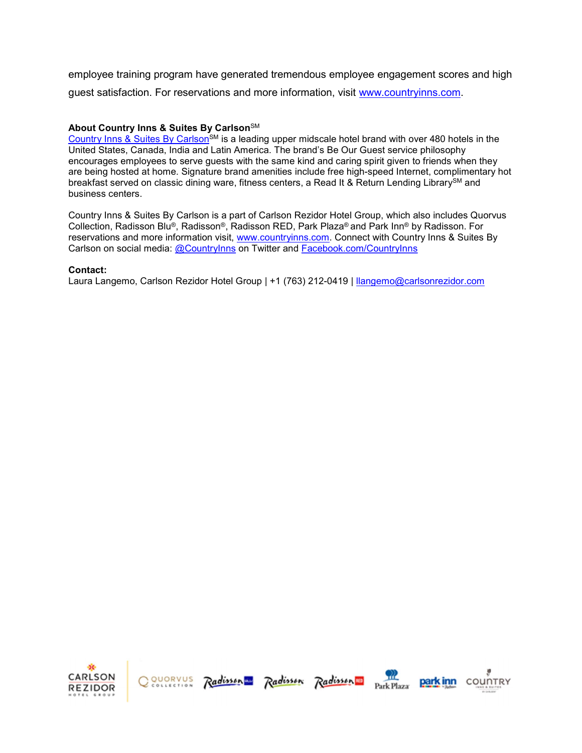employee training program have generated tremendous employee engagement scores and high guest satisfaction. For reservations and more information, visit www.countryinns.com.

**About Country Inns & Suites By Carlson**SM

Country Inns & Suites By CarlsonSM is a leading upper midscale hotel brand with over 480 hotels in the United States, Canada, India and Latin America. The brand's Be Our Guest service philosophy encourages employees to serve guests with the same kind and caring spirit given to friends when they are being hosted at home. Signature brand amenities include free high-speed Internet, complimentary hot breakfast served on classic dining ware, fitness centers, a Read It & Return Lending LibrarySM and business centers.

Country Inns & Suites By Carlson is a part of Carlson Rezidor Hotel Group, which also includes Quorvus Collection, Radisson Blu®, Radisson®, Radisson RED, Park Plaza® and Park Inn® by Radisson. For reservations and more information visit, www.countryinns.com. Connect with Country Inns & Suites By Carlson on social media: @CountryInns on Twitter and Facebook.com/CountryInns

**Contact:**

Laura Langemo, Carlson Rezidor Hotel Group | +1 (763) 212-0419 | llangemo@carlsonrezidor.com